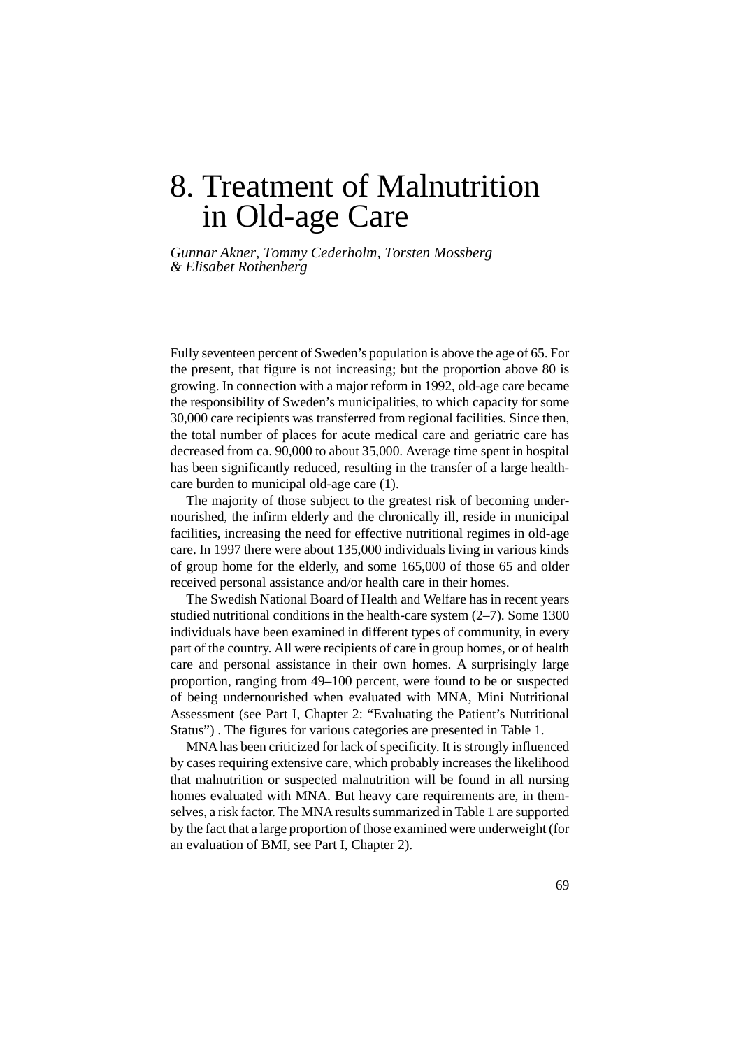# 8. Treatment of Malnutrition in Old-age Care

*Gunnar Akner, Tommy Cederholm, Torsten Mossberg & Elisabet Rothenberg*

Fully seventeen percent of Sweden's population is above the age of 65. For the present, that figure is not increasing; but the proportion above 80 is growing. In connection with a major reform in 1992, old-age care became the responsibility of Sweden's municipalities, to which capacity for some 30,000 care recipients was transferred from regional facilities. Since then, the total number of places for acute medical care and geriatric care has decreased from ca. 90,000 to about 35,000. Average time spent in hospital has been significantly reduced, resulting in the transfer of a large health-care burden to municipal old-age care (1).

The majority of those subject to the greatest risk of becoming undernourished, the infirm elderly and the chronically ill, reside in municipal facilities, increasing the need for effective nutritional regimes in old-age care. In 1997 there were about 135,000 individuals living in various kinds of group home for the elderly, and some 165,000 of those 65 and older received personal assistance and/or health care in their homes.

The Swedish National Board of Health and Welfare has in recent years studied nutritional conditions in the health-care system (2–7). Some 1300 individuals have been examined in different types of community, in every part of the country. All were recipients of care in group homes, or of health care and personal assistance in their own homes. A surprisingly large proportion, ranging from 49–100 percent, were found to be or suspected of being undernourished when evaluated with MNA, Mini Nutritional Assessment (see Part I, Chapter 2: "Evaluating the Patient's Nutritional Status") . The figures for various categories are presented in Table 1.

MNA has been criticized for lack of specificity. It is strongly influenced by cases requiring extensive care, which probably increases the likelihood that malnutrition or suspected malnutrition will be found in all nursing homes evaluated with MNA. But heavy care requirements are, in themselves, a risk factor. The MNA results summarized in Table 1 are supported by the fact that a large proportion of those examined were underweight (for an evaluation of BMI, see Part I, Chapter 2).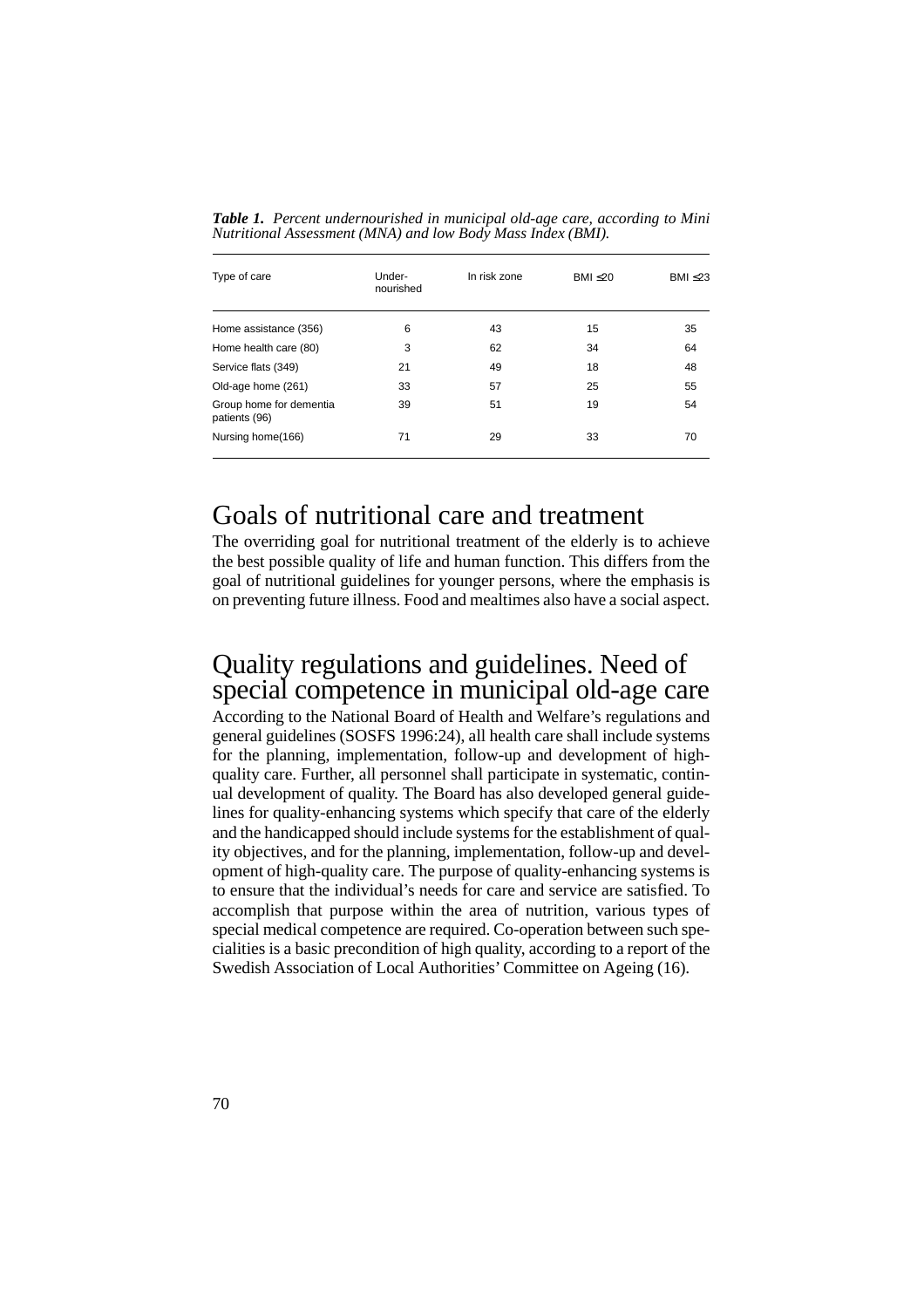***Table 1.*** *Percent undernourished in municipal old-age care, according to Mini Nutritional Assessment (MNA) and low Body Mass Index (BMI).*

| Type of care | Under-nourished | In risk zone | BMI ≤20 | BMI ≤23 |
|---|---|---|---|---|
| Home assistance (356) | 6 | 43 | 15 | 35 |
| Home health care (80) | 3 | 62 | 34 | 64 |
| Service flats (349) | 21 | 49 | 18 | 48 |
| Old-age home (261) | 33 | 57 | 25 | 55 |
| Group home for dementia patients (96) | 39 | 51 | 19 | 54 |
| Nursing home(166) | 71 | 29 | 33 | 70 |

# Goals of nutritional care and treatment

The overriding goal for nutritional treatment of the elderly is to achieve the best possible quality of life and human function. This differs from the goal of nutritional guidelines for younger persons, where the emphasis is on preventing future illness. Food and mealtimes also have a social aspect.

# Quality regulations and guidelines. Need of special competence in municipal old-age care

According to the National Board of Health and Welfare's regulations and general guidelines (SOSFS 1996:24), all health care shall include systems for the planning, implementation, follow-up and development of high-quality care. Further, all personnel shall participate in systematic, continual development of quality. The Board has also developed general guidelines for quality-enhancing systems which specify that care of the elderly and the handicapped should include systems for the establishment of quality objectives, and for the planning, implementation, follow-up and development of high-quality care. The purpose of quality-enhancing systems is to ensure that the individual's needs for care and service are satisfied. To accomplish that purpose within the area of nutrition, various types of special medical competence are required. Co-operation between such specialities is a basic precondition of high quality, according to a report of the Swedish Association of Local Authorities' Committee on Ageing (16).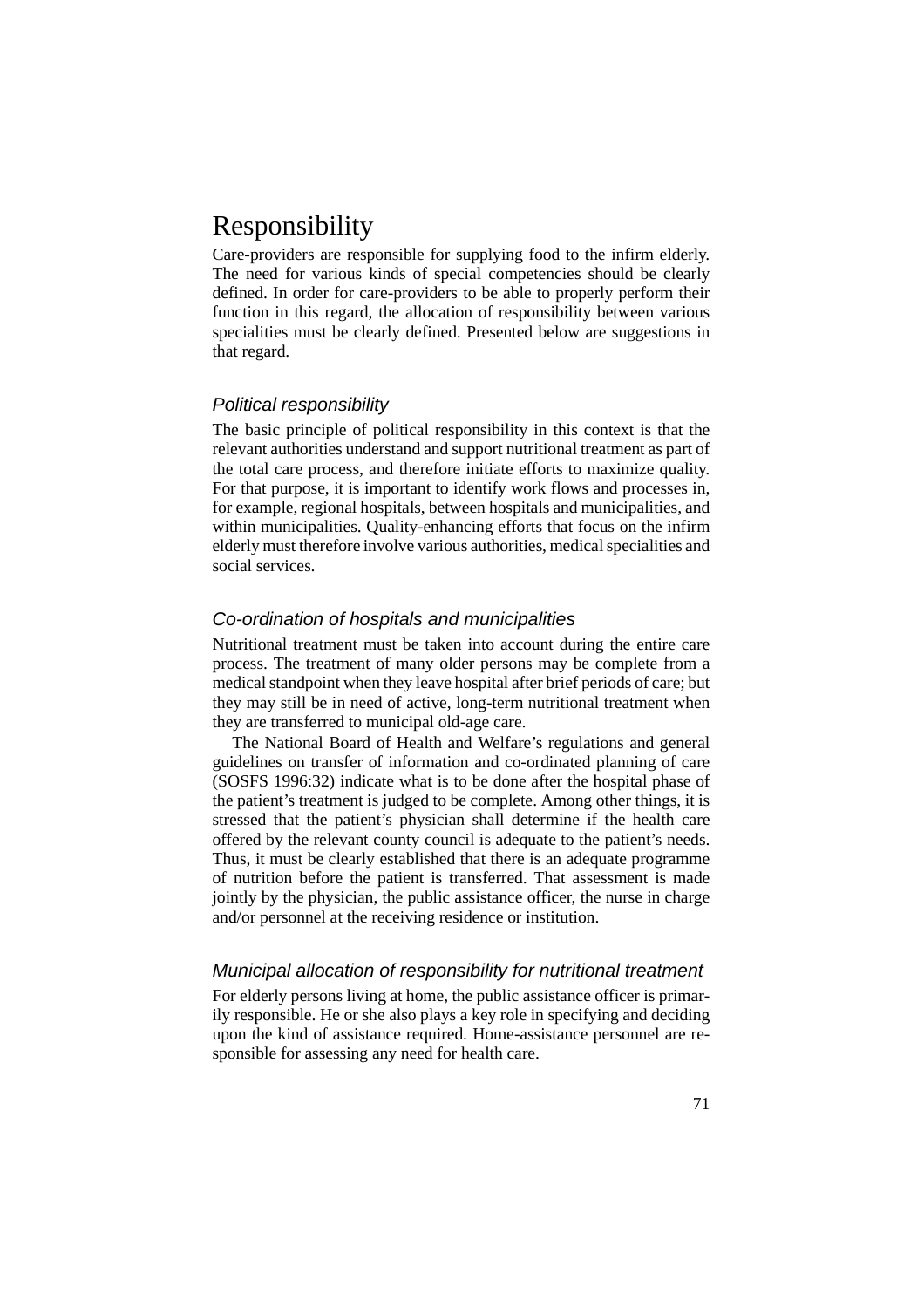# Responsibility

Care-providers are responsible for supplying food to the infirm elderly. The need for various kinds of special competencies should be clearly defined. In order for care-providers to be able to properly perform their function in this regard, the allocation of responsibility between various specialities must be clearly defined. Presented below are suggestions in that regard.

## *Political responsibility*

The basic principle of political responsibility in this context is that the relevant authorities understand and support nutritional treatment as part of the total care process, and therefore initiate efforts to maximize quality. For that purpose, it is important to identify work flows and processes in, for example, regional hospitals, between hospitals and municipalities, and within municipalities. Quality-enhancing efforts that focus on the infirm elderly must therefore involve various authorities, medical specialities and social services.

## *Co-ordination of hospitals and municipalities*

Nutritional treatment must be taken into account during the entire care process. The treatment of many older persons may be complete from a medical standpoint when they leave hospital after brief periods of care; but they may still be in need of active, long-term nutritional treatment when they are transferred to municipal old-age care.

The National Board of Health and Welfare's regulations and general guidelines on transfer of information and co-ordinated planning of care (SOSFS 1996:32) indicate what is to be done after the hospital phase of the patient's treatment is judged to be complete. Among other things, it is stressed that the patient's physician shall determine if the health care offered by the relevant county council is adequate to the patient's needs. Thus, it must be clearly established that there is an adequate programme of nutrition before the patient is transferred. That assessment is made jointly by the physician, the public assistance officer, the nurse in charge and/or personnel at the receiving residence or institution.

## *Municipal allocation of responsibility for nutritional treatment*

For elderly persons living at home, the public assistance officer is primarily responsible. He or she also plays a key role in specifying and deciding upon the kind of assistance required. Home-assistance personnel are responsible for assessing any need for health care.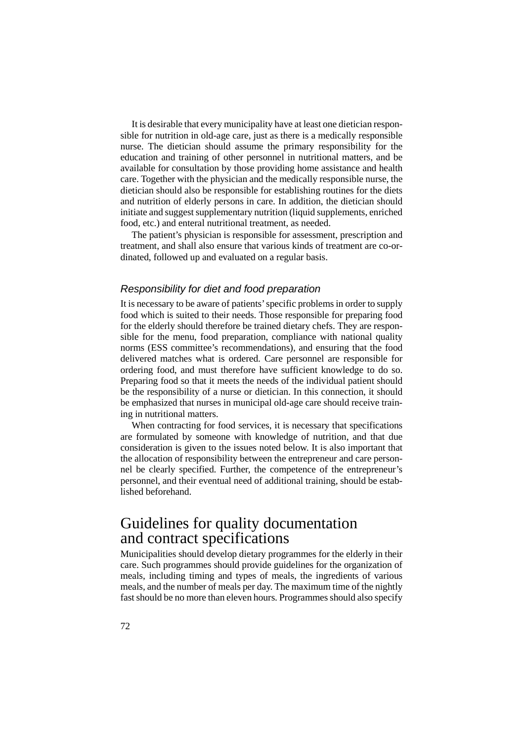It is desirable that every municipality have at least one dietician responsible for nutrition in old-age care, just as there is a medically responsible nurse. The dietician should assume the primary responsibility for the education and training of other personnel in nutritional matters, and be available for consultation by those providing home assistance and health care. Together with the physician and the medically responsible nurse, the dietician should also be responsible for establishing routines for the diets and nutrition of elderly persons in care. In addition, the dietician should initiate and suggest supplementary nutrition (liquid supplements, enriched food, etc.) and enteral nutritional treatment, as needed.

The patient's physician is responsible for assessment, prescription and treatment, and shall also ensure that various kinds of treatment are co-ordinated, followed up and evaluated on a regular basis.

### *Responsibility for diet and food preparation*

It is necessary to be aware of patients' specific problems in order to supply food which is suited to their needs. Those responsible for preparing food for the elderly should therefore be trained dietary chefs. They are responsible for the menu, food preparation, compliance with national quality norms (ESS committee's recommendations), and ensuring that the food delivered matches what is ordered. Care personnel are responsible for ordering food, and must therefore have sufficient knowledge to do so. Preparing food so that it meets the needs of the individual patient should be the responsibility of a nurse or dietician. In this connection, it should be emphasized that nurses in municipal old-age care should receive training in nutritional matters.

When contracting for food services, it is necessary that specifications are formulated by someone with knowledge of nutrition, and that due consideration is given to the issues noted below. It is also important that the allocation of responsibility between the entrepreneur and care personnel be clearly specified. Further, the competence of the entrepreneur's personnel, and their eventual need of additional training, should be established beforehand.

## Guidelines for quality documentation and contract specifications

Municipalities should develop dietary programmes for the elderly in their care. Such programmes should provide guidelines for the organization of meals, including timing and types of meals, the ingredients of various meals, and the number of meals per day. The maximum time of the nightly fast should be no more than eleven hours. Programmes should also specify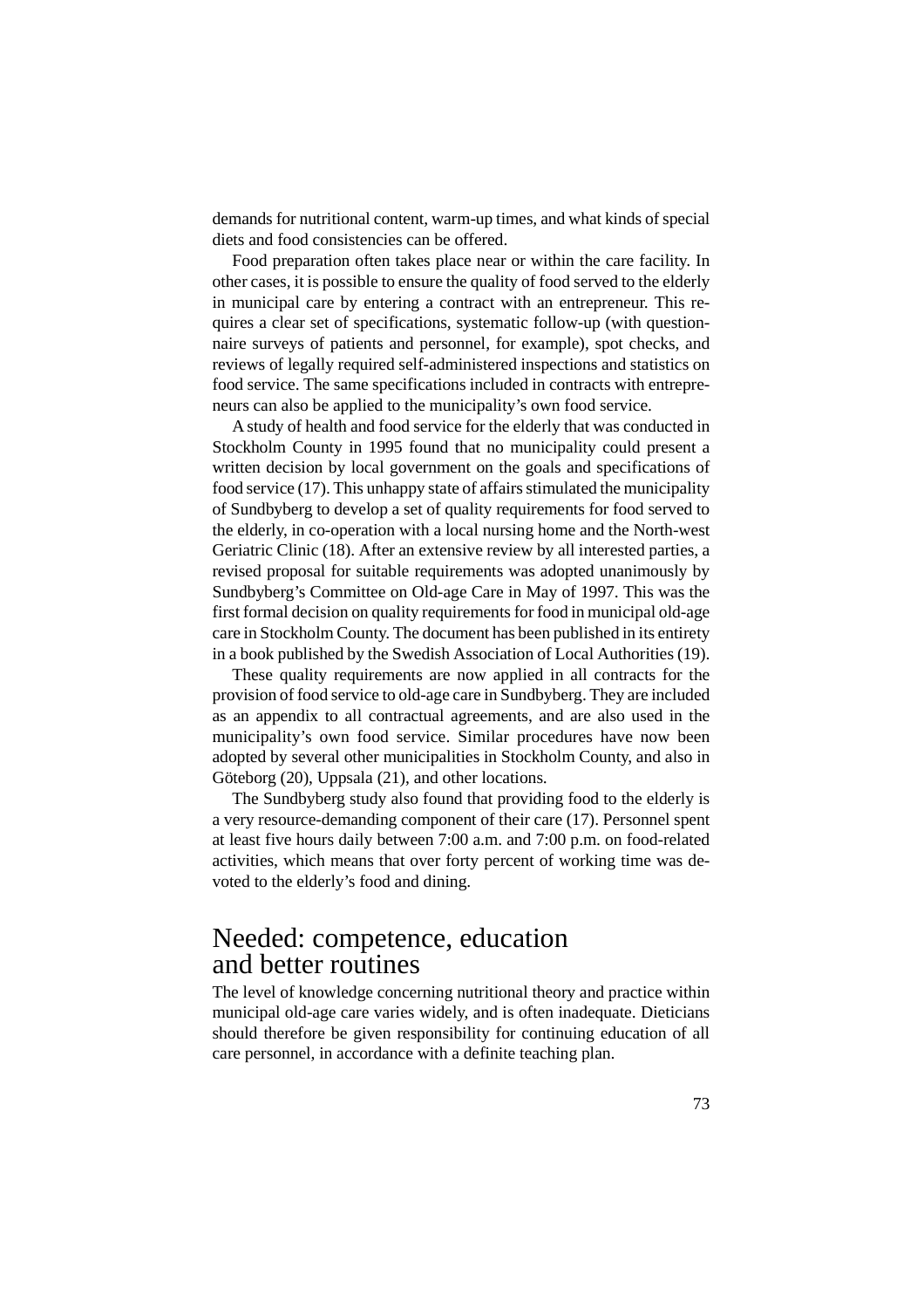demands for nutritional content, warm-up times, and what kinds of special diets and food consistencies can be offered.

Food preparation often takes place near or within the care facility. In other cases, it is possible to ensure the quality of food served to the elderly in municipal care by entering a contract with an entrepreneur. This requires a clear set of specifications, systematic follow-up (with questionnaire surveys of patients and personnel, for example), spot checks, and reviews of legally required self-administered inspections and statistics on food service. The same specifications included in contracts with entrepreneurs can also be applied to the municipality's own food service.

A study of health and food service for the elderly that was conducted in Stockholm County in 1995 found that no municipality could present a written decision by local government on the goals and specifications of food service (17). This unhappy state of affairs stimulated the municipality of Sundbyberg to develop a set of quality requirements for food served to the elderly, in co-operation with a local nursing home and the North-west Geriatric Clinic (18). After an extensive review by all interested parties, a revised proposal for suitable requirements was adopted unanimously by Sundbyberg's Committee on Old-age Care in May of 1997. This was the first formal decision on quality requirements for food in municipal old-age care in Stockholm County. The document has been published in its entirety in a book published by the Swedish Association of Local Authorities (19).

These quality requirements are now applied in all contracts for the provision of food service to old-age care in Sundbyberg. They are included as an appendix to all contractual agreements, and are also used in the municipality's own food service. Similar procedures have now been adopted by several other municipalities in Stockholm County, and also in Göteborg (20), Uppsala (21), and other locations.

The Sundbyberg study also found that providing food to the elderly is a very resource-demanding component of their care (17). Personnel spent at least five hours daily between 7:00 a.m. and 7:00 p.m. on food-related activities, which means that over forty percent of working time was devoted to the elderly's food and dining.

## Needed: competence, education and better routines

The level of knowledge concerning nutritional theory and practice within municipal old-age care varies widely, and is often inadequate. Dieticians should therefore be given responsibility for continuing education of all care personnel, in accordance with a definite teaching plan.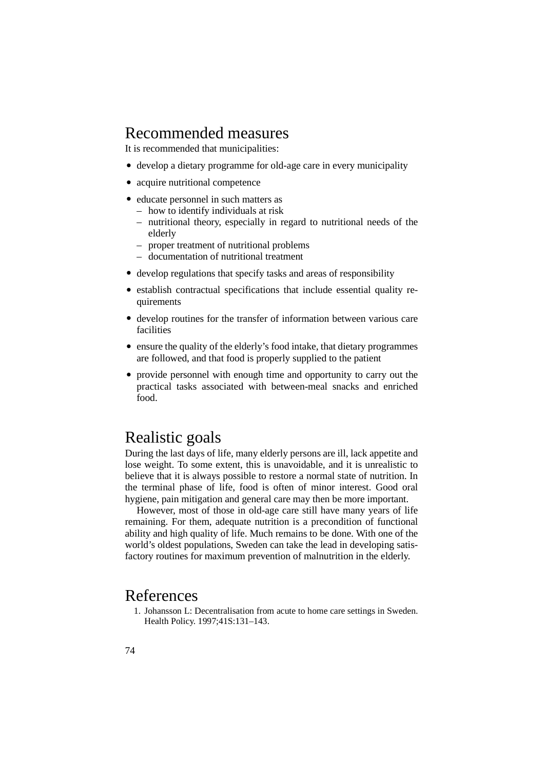## Recommended measures

It is recommended that municipalities:

- develop a dietary programme for old-age care in every municipality
- acquire nutritional competence
- educate personnel in such matters as
  - how to identify individuals at risk
  - nutritional theory, especially in regard to nutritional needs of the elderly
  - proper treatment of nutritional problems
  - documentation of nutritional treatment
- develop regulations that specify tasks and areas of responsibility
- establish contractual specifications that include essential quality requirements
- develop routines for the transfer of information between various care facilities
- ensure the quality of the elderly's food intake, that dietary programmes are followed, and that food is properly supplied to the patient
- provide personnel with enough time and opportunity to carry out the practical tasks associated with between-meal snacks and enriched food.

## Realistic goals

During the last days of life, many elderly persons are ill, lack appetite and lose weight. To some extent, this is unavoidable, and it is unrealistic to believe that it is always possible to restore a normal state of nutrition. In the terminal phase of life, food is often of minor interest. Good oral hygiene, pain mitigation and general care may then be more important.

However, most of those in old-age care still have many years of life remaining. For them, adequate nutrition is a precondition of functional ability and high quality of life. Much remains to be done. With one of the world's oldest populations, Sweden can take the lead in developing satisfactory routines for maximum prevention of malnutrition in the elderly.

## References

1. Johansson L: Decentralisation from acute to home care settings in Sweden. Health Policy. 1997;41S:131–143.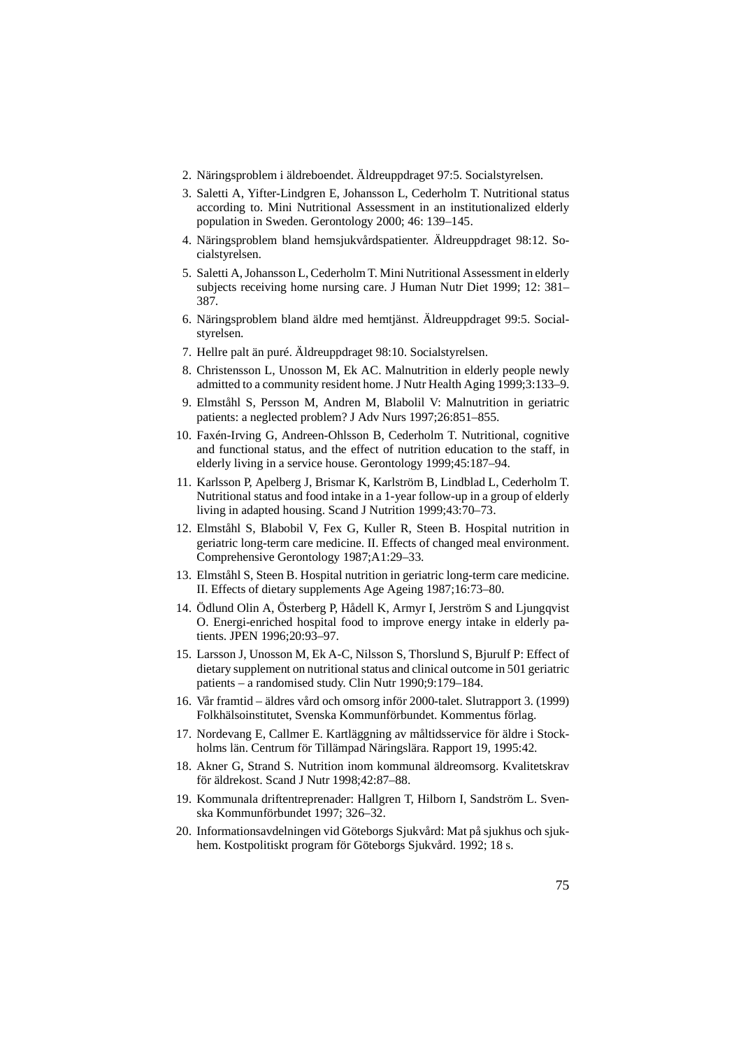2. Näringsproblem i äldreboendet. Äldreuppdraget 97:5. Socialstyrelsen.
3. Saletti A, Yifter-Lindgren E, Johansson L, Cederholm T. Nutritional status according to. Mini Nutritional Assessment in an institutionalized elderly population in Sweden. Gerontology 2000; 46: 139–145.
4. Näringsproblem bland hemsjukvårdspatienter. Äldreuppdraget 98:12. Socialstyrelsen.
5. Saletti A, Johansson L, Cederholm T. Mini Nutritional Assessment in elderly subjects receiving home nursing care. J Human Nutr Diet 1999; 12: 381–387.
6. Näringsproblem bland äldre med hemtjänst. Äldreuppdraget 99:5. Socialstyrelsen.
7. Hellre palt än puré. Äldreuppdraget 98:10. Socialstyrelsen.
8. Christensson L, Unosson M, Ek AC. Malnutrition in elderly people newly admitted to a community resident home. J Nutr Health Aging 1999;3:133–9.
9. Elmståhl S, Persson M, Andren M, Blabolil V: Malnutrition in geriatric patients: a neglected problem? J Adv Nurs 1997;26:851–855.
10. Faxén-Irving G, Andreen-Ohlsson B, Cederholm T. Nutritional, cognitive and functional status, and the effect of nutrition education to the staff, in elderly living in a service house. Gerontology 1999;45:187–94.
11. Karlsson P, Apelberg J, Brismar K, Karlström B, Lindblad L, Cederholm T. Nutritional status and food intake in a 1-year follow-up in a group of elderly living in adapted housing. Scand J Nutrition 1999;43:70–73.
12. Elmståhl S, Blabobil V, Fex G, Kuller R, Steen B. Hospital nutrition in geriatric long-term care medicine. II. Effects of changed meal environment. Comprehensive Gerontology 1987;A1:29–33.
13. Elmståhl S, Steen B. Hospital nutrition in geriatric long-term care medicine. II. Effects of dietary supplements Age Ageing 1987;16:73–80.
14. Ödlund Olin A, Österberg P, Hådell K, Armyr I, Jerström S and Ljungqvist O. Energi-enriched hospital food to improve energy intake in elderly patients. JPEN 1996;20:93–97.
15. Larsson J, Unosson M, Ek A-C, Nilsson S, Thorslund S, Bjurulf P: Effect of dietary supplement on nutritional status and clinical outcome in 501 geriatric patients – a randomised study. Clin Nutr 1990;9:179–184.
16. Vår framtid – äldres vård och omsorg inför 2000-talet. Slutrapport 3. (1999) Folkhälsoinstitutet, Svenska Kommunförbundet. Kommentus förlag.
17. Nordevang E, Callmer E. Kartläggning av måltidsservice för äldre i Stockholms län. Centrum för Tillämpad Näringslära. Rapport 19, 1995:42.
18. Akner G, Strand S. Nutrition inom kommunal äldreomsorg. Kvalitetskrav för äldrekost. Scand J Nutr 1998;42:87–88.
19. Kommunala driftentreprenader: Hallgren T, Hilborn I, Sandström L. Svenska Kommunförbundet 1997; 326–32.
20. Informationsavdelningen vid Göteborgs Sjukvård: Mat på sjukhus och sjukhem. Kostpolitiskt program för Göteborgs Sjukvård. 1992; 18 s.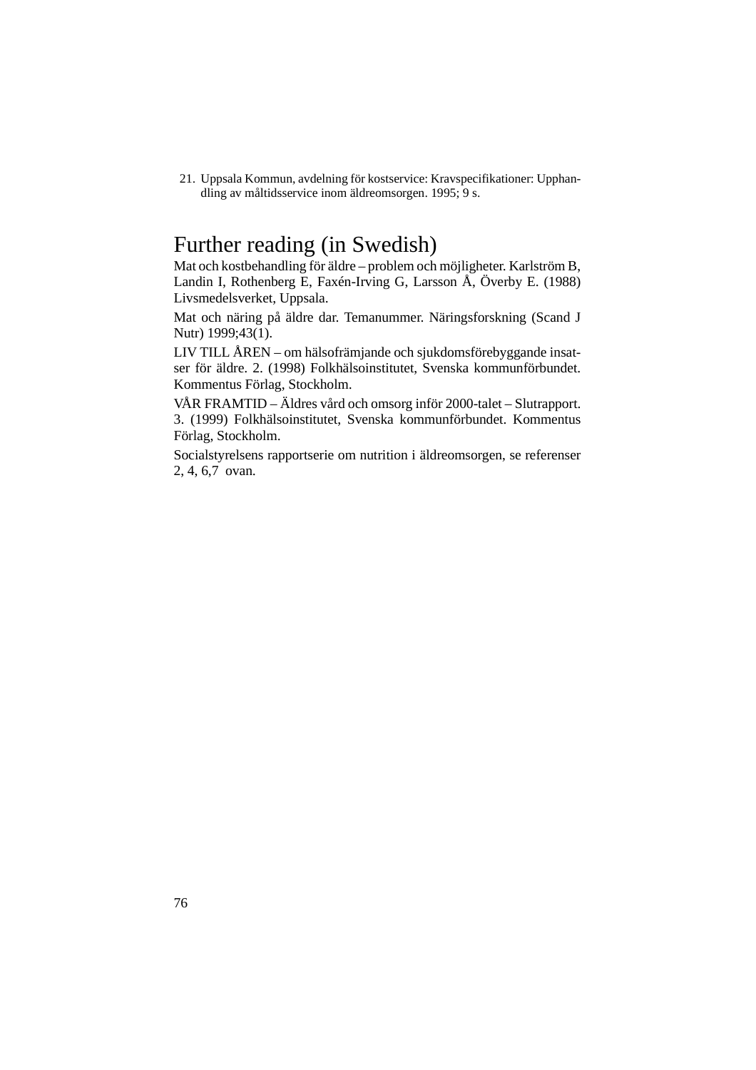21. Uppsala Kommun, avdelning för kostservice: Kravspecifikationer: Upphandling av måltidsservice inom äldreomsorgen. 1995; 9 s.

## Further reading (in Swedish)

Mat och kostbehandling för äldre – problem och möjligheter. Karlström B, Landin I, Rothenberg E, Faxén-Irving G, Larsson Å, Överby E. (1988) Livsmedelsverket, Uppsala.

Mat och näring på äldre dar. Temanummer. Näringsforskning (Scand J Nutr) 1999;43(1).

LIV TILL ÅREN – om hälsofrämjande och sjukdomsförebyggande insatser för äldre. 2. (1998) Folkhälsoinstitutet, Svenska kommunförbundet. Kommentus Förlag, Stockholm.

VÅR FRAMTID – Äldres vård och omsorg inför 2000-talet – Slutrapport. 3. (1999) Folkhälsoinstitutet, Svenska kommunförbundet. Kommentus Förlag, Stockholm.

Socialstyrelsens rapportserie om nutrition i äldreomsorgen, se referenser 2, 4, 6,7 ovan.